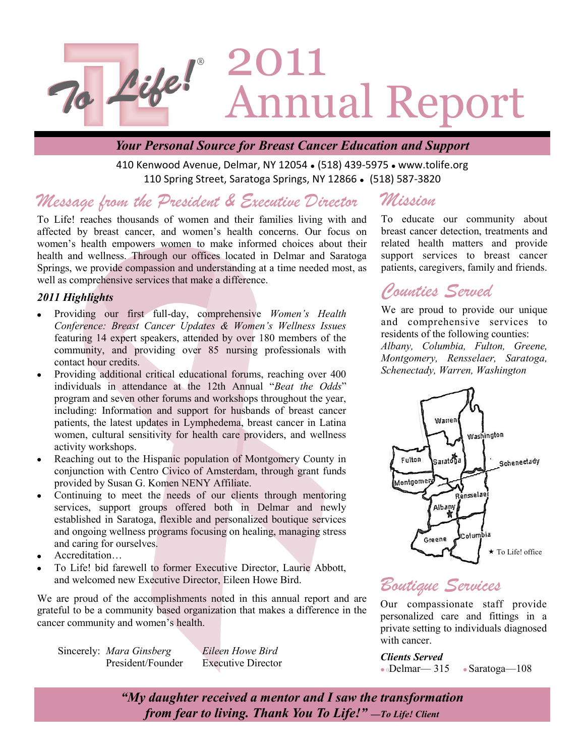# To Life!® 2011 Annual Report

***Your Personal Source for Breast Cancer Education and Support***

410 Kenwood Avenue, Delmar, NY 12054 • (518) 439-5975 • www.tolife.org
110 Spring Street, Saratoga Springs, NY 12866 • (518) 587-3820

## Message from the President & Executive Director

To Life! reaches thousands of women and their families living with and affected by breast cancer, and women's health concerns. Our focus on women's health empowers women to make informed choices about their health and wellness. Through our offices located in Delmar and Saratoga Springs, we provide compassion and understanding at a time needed most, as well as comprehensive services that make a difference.

### *2011 Highlights*

- Providing our first full-day, comprehensive *Women's Health Conference: Breast Cancer Updates & Women's Wellness Issues* featuring 14 expert speakers, attended by over 180 members of the community, and providing over 85 nursing professionals with contact hour credits.
- Providing additional critical educational forums, reaching over 400 individuals in attendance at the 12th Annual "*Beat the Odds*" program and seven other forums and workshops throughout the year, including: Information and support for husbands of breast cancer patients, the latest updates in Lymphedema, breast cancer in Latina women, cultural sensitivity for health care providers, and wellness activity workshops.
- Reaching out to the Hispanic population of Montgomery County in conjunction with Centro Civico of Amsterdam, through grant funds provided by Susan G. Komen NENY Affiliate.
- Continuing to meet the needs of our clients through mentoring services, support groups offered both in Delmar and newly established in Saratoga, flexible and personalized boutique services and ongoing wellness programs focusing on healing, managing stress and caring for ourselves.
- Accreditation…
- To Life! bid farewell to former Executive Director, Laurie Abbott, and welcomed new Executive Director, Eileen Howe Bird.

We are proud of the accomplishments noted in this annual report and are grateful to be a community based organization that makes a difference in the cancer community and women's health.

Sincerely: *Mara Ginsberg* — President/Founder
*Eileen Howe Bird* — Executive Director

## Mission

To educate our community about breast cancer detection, treatments and related health matters and provide support services to breast cancer patients, caregivers, family and friends.

## Counties Served

We are proud to provide our unique and comprehensive services to residents of the following counties:
*Albany, Columbia, Fulton, Greene, Montgomery, Rensselaer, Saratoga, Schenectady, Warren, Washington*

★ To Life! office

## Boutique Services

Our compassionate staff provide personalized care and fittings in a private setting to individuals diagnosed with cancer.

***Clients Served***

- Delmar— 315
- Saratoga—108

***"My daughter received a mentor and I saw the transformation from fear to living. Thank You To Life!" —To Life! Client***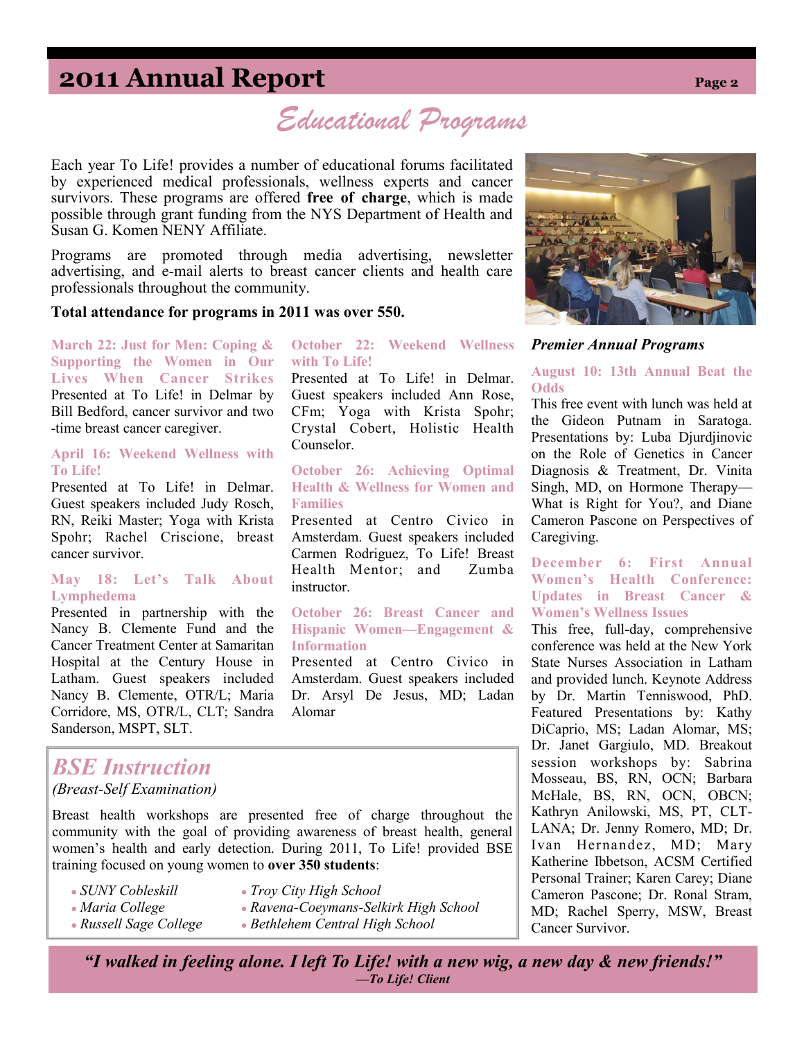# Educational Programs

Each year To Life! provides a number of educational forums facilitated by experienced medical professionals, wellness experts and cancer survivors. These programs are offered **free of charge**, which is made possible through grant funding from the NYS Department of Health and Susan G. Komen NENY Affiliate.

Programs are promoted through media advertising, newsletter advertising, and e-mail alerts to breast cancer clients and health care professionals throughout the community.

**Total attendance for programs in 2011 was over 550.**

### March 22: Just for Men: Coping & Supporting the Women in Our Lives When Cancer Strikes

Presented at To Life! in Delmar by Bill Bedford, cancer survivor and two-time breast cancer caregiver.

### April 16: Weekend Wellness with To Life!

Presented at To Life! in Delmar. Guest speakers included Judy Rosch, RN, Reiki Master; Yoga with Krista Spohr; Rachel Criscione, breast cancer survivor.

### May 18: Let's Talk About Lymphedema

Presented in partnership with the Nancy B. Clemente Fund and the Cancer Treatment Center at Samaritan Hospital at the Century House in Latham. Guest speakers included Nancy B. Clemente, OTR/L; Maria Corridore, MS, OTR/L, CLT; Sandra Sanderson, MSPT, SLT.

### October 22: Weekend Wellness with To Life!

Presented at To Life! in Delmar. Guest speakers included Ann Rose, CFm; Yoga with Krista Spohr; Crystal Cobert, Holistic Health Counselor.

### October 26: Achieving Optimal Health & Wellness for Women and Families

Presented at Centro Civico in Amsterdam. Guest speakers included Carmen Rodriguez, To Life! Breast Health Mentor; and Zumba instructor.

### October 26: Breast Cancer and Hispanic Women—Engagement & Information

Presented at Centro Civico in Amsterdam. Guest speakers included Dr. Arsyl De Jesus, MD; Ladan Alomar

## *Premier Annual Programs*

### August 10: 13th Annual Beat the Odds

This free event with lunch was held at the Gideon Putnam in Saratoga. Presentations by: Luba Djurdjinovic on the Role of Genetics in Cancer Diagnosis & Treatment, Dr. Vinita Singh, MD, on Hormone Therapy—What is Right for You?, and Diane Cameron Pascone on Perspectives of Caregiving.

### December 6: First Annual Women's Health Conference: Updates in Breast Cancer & Women's Wellness Issues

This free, full-day, comprehensive conference was held at the New York State Nurses Association in Latham and provided lunch. Keynote Address by Dr. Martin Tenniswood, PhD. Featured Presentations by: Kathy DiCaprio, MS; Ladan Alomar, MS; Dr. Janet Gargiulo, MD. Breakout session workshops by: Sabrina Mosseau, BS, RN, OCN; Barbara McHale, BS, RN, OCN, OBCN; Kathryn Anilowski, MS, PT, CLT-LANA; Dr. Jenny Romero, MD; Dr. Ivan Hernandez, MD; Mary Katherine Ibbetson, ACSM Certified Personal Trainer; Karen Carey; Diane Cameron Pascone; Dr. Ronal Stram, MD; Rachel Sperry, MSW, Breast Cancer Survivor.

## *BSE Instruction*

*(Breast-Self Examination)*

Breast health workshops are presented free of charge throughout the community with the goal of providing awareness of breast health, general women's health and early detection. During 2011, To Life! provided BSE training focused on young women to **over 350 students**:

- *SUNY Cobleskill*
- *Maria College*
- *Russell Sage College*
- *Troy City High School*
- *Ravena-Coeymans-Selkirk High School*
- *Bethlehem Central High School*

***"I walked in feeling alone. I left To Life! with a new wig, a new day & new friends!"***

***—To Life! Client***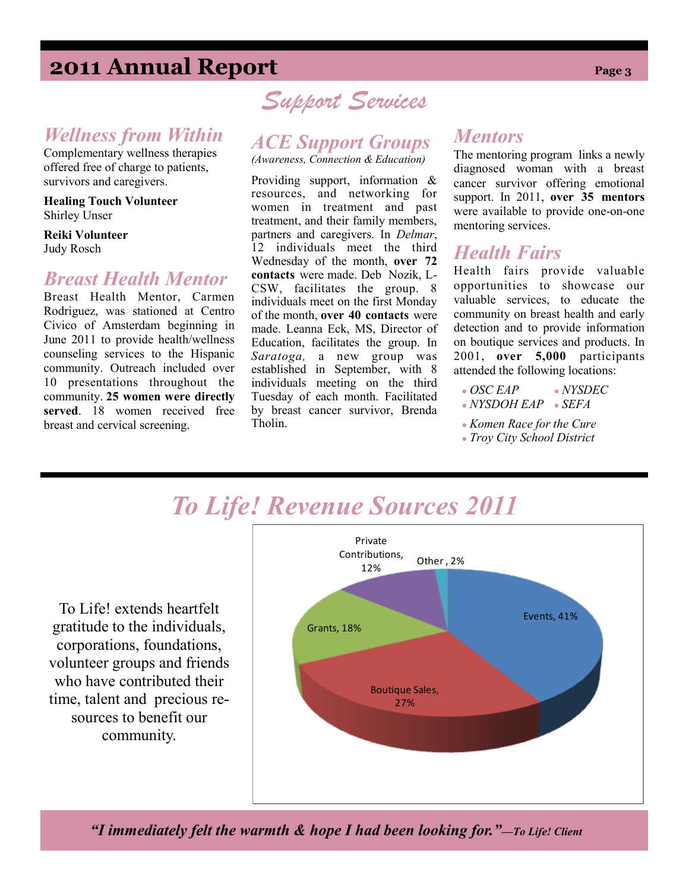# Support Services

## Wellness from Within

Complementary wellness therapies offered free of charge to patients, survivors and caregivers.

**Healing Touch Volunteer**
Shirley Unser

**Reiki Volunteer**
Judy Rosch

## Breast Health Mentor

Breast Health Mentor, Carmen Rodriguez, was stationed at Centro Civico of Amsterdam beginning in June 2011 to provide health/wellness counseling services to the Hispanic community. Outreach included over 10 presentations throughout the community. **25 women were directly served**. 18 women received free breast and cervical screening.

## ACE Support Groups

*(Awareness, Connection & Education)*

Providing support, information & resources, and networking for women in treatment and past treatment, and their family members, partners and caregivers. In *Delmar*, 12 individuals meet the third Wednesday of the month, **over 72 contacts** were made. Deb Nozik, L-CSW, facilitates the group. 8 individuals meet on the first Monday of the month, **over 40 contacts** were made. Leanna Eck, MS, Director of Education, facilitates the group. In *Saratoga,* a new group was established in September, with 8 individuals meeting on the third Tuesday of each month. Facilitated by breast cancer survivor, Brenda Tholin.

## Mentors

The mentoring program links a newly diagnosed woman with a breast cancer survivor offering emotional support. In 2011, **over 35 mentors** were available to provide one-on-one mentoring services.

## Health Fairs

Health fairs provide valuable opportunities to showcase our valuable services, to educate the community on breast health and early detection and to provide information on boutique services and products. In 2001, **over 5,000** participants attended the following locations:

- *OSC EAP*
- *NYSDEC*
- *NYSDOH EAP*
- *SEFA*
- *Komen Race for the Cure*
- *Troy City School District*

# To Life! Revenue Sources 2011

To Life! extends heartfelt gratitude to the individuals, corporations, foundations, volunteer groups and friends who have contributed their time, talent and precious resources to benefit our community.

| Source | Percentage |
|---|---|
| Events | 41% |
| Boutique Sales | 27% |
| Grants | 18% |
| Private Contributions | 12% |
| Other | 2% |

***"I immediately felt the warmth & hope I had been looking for."**—To Life! Client*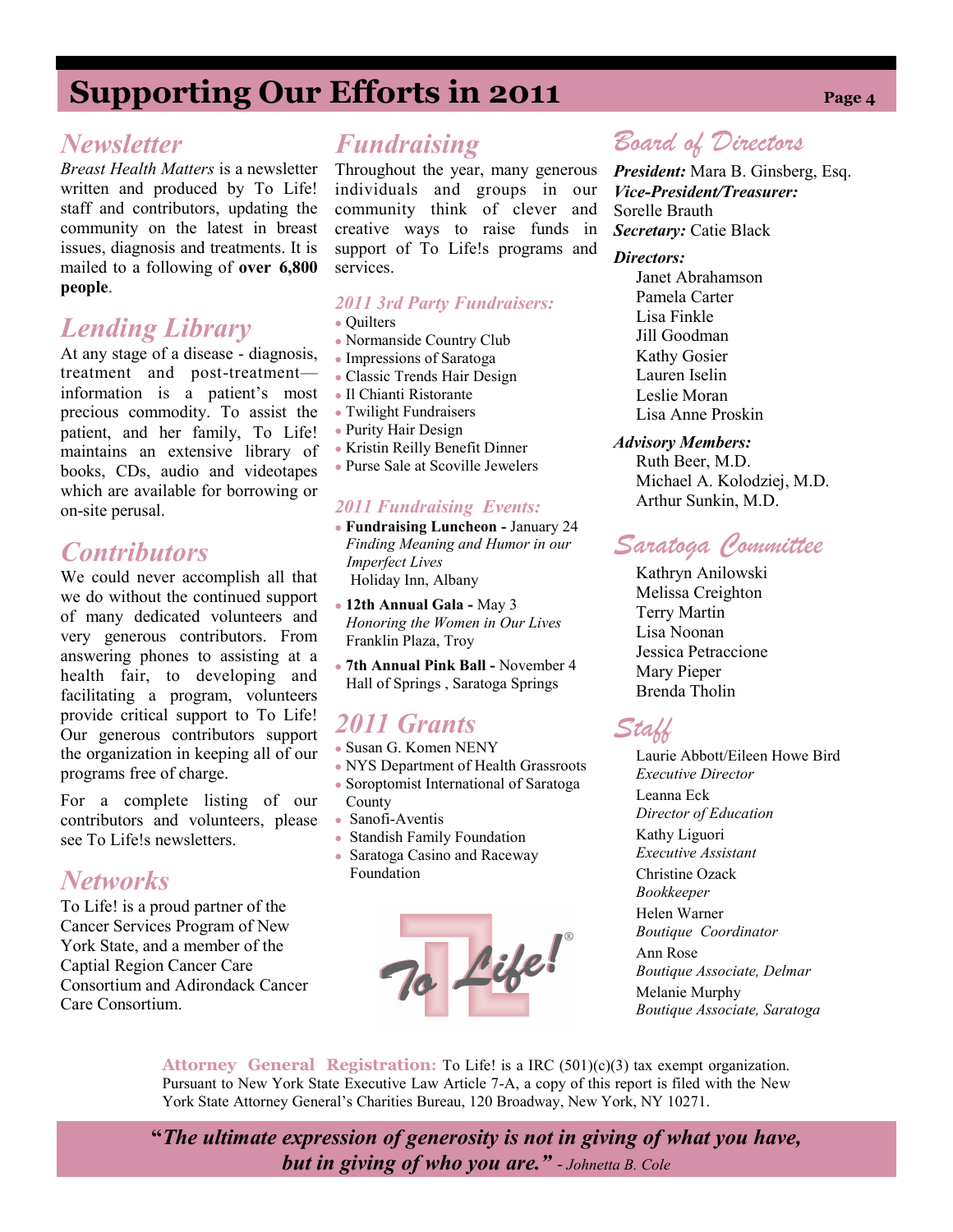# Supporting Our Efforts in 2011

## Newsletter

*Breast Health Matters* is a newsletter written and produced by To Life! staff and contributors, updating the community on the latest in breast issues, diagnosis and treatments. It is mailed to a following of **over 6,800 people**.

## Lending Library

At any stage of a disease - diagnosis, treatment and post-treatment—information is a patient's most precious commodity. To assist the patient, and her family, To Life! maintains an extensive library of books, CDs, audio and videotapes which are available for borrowing or on-site perusal.

## Contributors

We could never accomplish all that we do without the continued support of many dedicated volunteers and very generous contributors. From answering phones to assisting at a health fair, to developing and facilitating a program, volunteers provide critical support to To Life! Our generous contributors support the organization in keeping all of our programs free of charge.

For a complete listing of our contributors and volunteers, please see To Life!s newsletters.

## Networks

To Life! is a proud partner of the Cancer Services Program of New York State, and a member of the Captial Region Cancer Care Consortium and Adirondack Cancer Care Consortium.

## Fundraising

Throughout the year, many generous individuals and groups in our community think of clever and creative ways to raise funds in support of To Life!s programs and services.

### *2011 3rd Party Fundraisers:*

- Quilters
- Normanside Country Club
- Impressions of Saratoga
- Classic Trends Hair Design
- Il Chianti Ristorante
- Twilight Fundraisers
- Purity Hair Design
- Kristin Reilly Benefit Dinner
- Purse Sale at Scoville Jewelers

### *2011 Fundraising Events:*

- **Fundraising Luncheon -** January 24
  *Finding Meaning and Humor in our Imperfect Lives*
  Holiday Inn, Albany
- **12th Annual Gala -** May 3
  *Honoring the Women in Our Lives*
  Franklin Plaza, Troy
- **7th Annual Pink Ball -** November 4
  Hall of Springs , Saratoga Springs

## 2011 Grants

- Susan G. Komen NENY
- NYS Department of Health Grassroots
- Soroptomist International of Saratoga County
- Sanofi-Aventis
- Standish Family Foundation
- Saratoga Casino and Raceway Foundation

To Life!®

## Board of Directors

***President:*** Mara B. Ginsberg, Esq.
***Vice-President/Treasurer:*** Sorelle Brauth
***Secretary:*** Catie Black

***Directors:***

Janet Abrahamson
Pamela Carter
Lisa Finkle
Jill Goodman
Kathy Gosier
Lauren Iselin
Leslie Moran
Lisa Anne Proskin

***Advisory Members:***

Ruth Beer, M.D.
Michael A. Kolodziej, M.D.
Arthur Sunkin, M.D.

## Saratoga Committee

Kathryn Anilowski
Melissa Creighton
Terry Martin
Lisa Noonan
Jessica Petraccione
Mary Pieper
Brenda Tholin

## Staff

Laurie Abbott/Eileen Howe Bird
*Executive Director*

Leanna Eck
*Director of Education*

Kathy Liguori
*Executive Assistant*

Christine Ozack
*Bookkeeper*

Helen Warner
*Boutique Coordinator*

Ann Rose
*Boutique Associate, Delmar*

Melanie Murphy
*Boutique Associate, Saratoga*

**Attorney General Registration:** To Life! is a IRC (501)(c)(3) tax exempt organization. Pursuant to New York State Executive Law Article 7-A, a copy of this report is filed with the New York State Attorney General's Charities Bureau, 120 Broadway, New York, NY 10271.

**"*The ultimate expression of generosity is not in giving of what you have, but in giving of who you are.*"** *- Johnetta B. Cole*